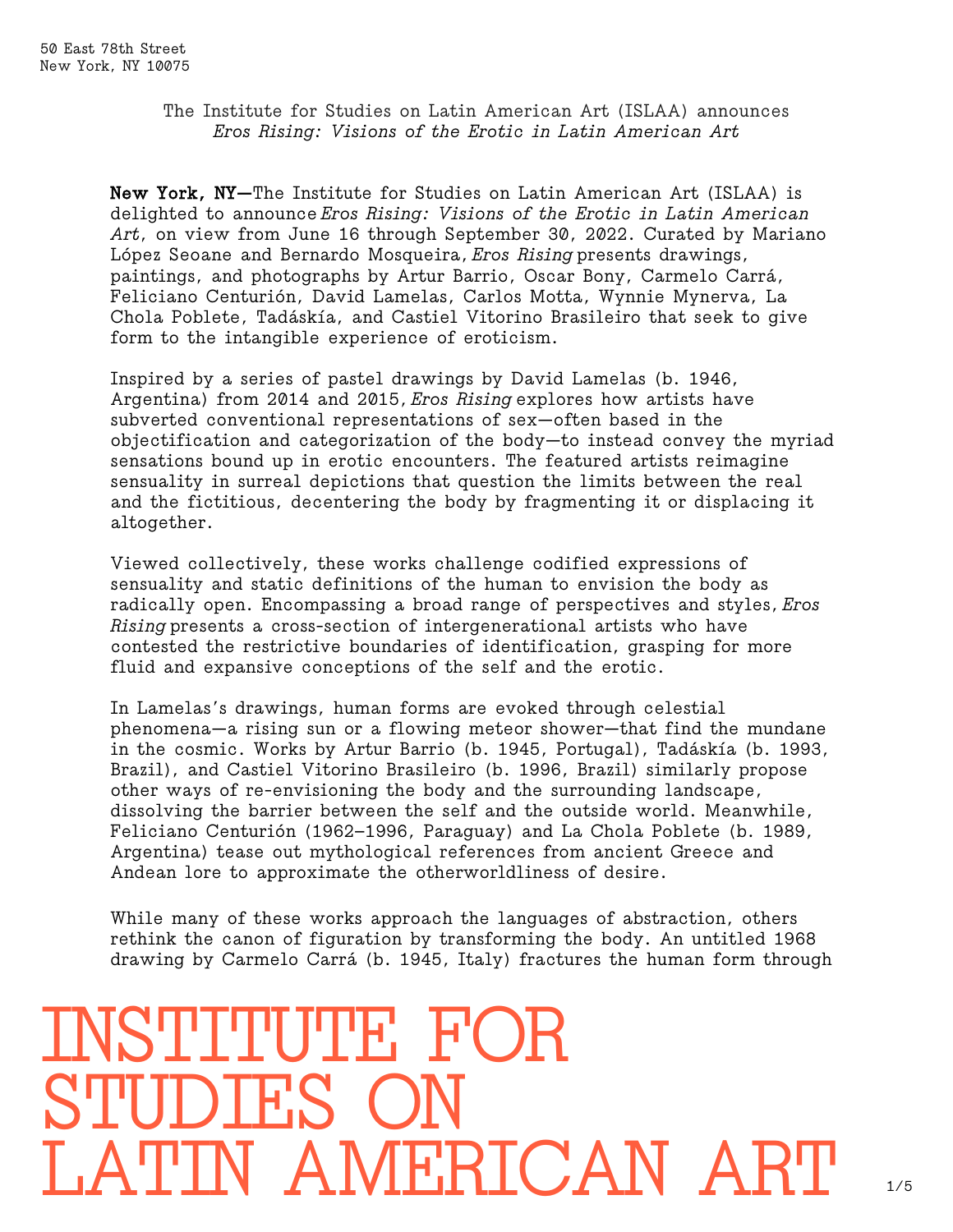50 East 78th Street
New York, NY 10075

The Institute for Studies on Latin American Art (ISLAA) announces
*Eros Rising: Visions of the Erotic in Latin American Art*

**New York, NY—**The Institute for Studies on Latin American Art (ISLAA) is delighted to announce *Eros Rising: Visions of the Erotic in Latin American Art*, on view from June 16 through September 30, 2022. Curated by Mariano López Seoane and Bernardo Mosqueira, *Eros Rising* presents drawings, paintings, and photographs by Artur Barrio, Oscar Bony, Carmelo Carrá, Feliciano Centurión, David Lamelas, Carlos Motta, Wynnie Mynerva, La Chola Poblete, Tadáskía, and Castiel Vitorino Brasileiro that seek to give form to the intangible experience of eroticism.

Inspired by a series of pastel drawings by David Lamelas (b. 1946, Argentina) from 2014 and 2015, *Eros Rising* explores how artists have subverted conventional representations of sex—often based in the objectification and categorization of the body—to instead convey the myriad sensations bound up in erotic encounters. The featured artists reimagine sensuality in surreal depictions that question the limits between the real and the fictitious, decentering the body by fragmenting it or displacing it altogether.

Viewed collectively, these works challenge codified expressions of sensuality and static definitions of the human to envision the body as radically open. Encompassing a broad range of perspectives and styles, *Eros Rising* presents a cross-section of intergenerational artists who have contested the restrictive boundaries of identification, grasping for more fluid and expansive conceptions of the self and the erotic.

In Lamelas's drawings, human forms are evoked through celestial phenomena—a rising sun or a flowing meteor shower—that find the mundane in the cosmic. Works by Artur Barrio (b. 1945, Portugal), Tadáskía (b. 1993, Brazil), and Castiel Vitorino Brasileiro (b. 1996, Brazil) similarly propose other ways of re-envisioning the body and the surrounding landscape, dissolving the barrier between the self and the outside world. Meanwhile, Feliciano Centurión (1962–1996, Paraguay) and La Chola Poblete (b. 1989, Argentina) tease out mythological references from ancient Greece and Andean lore to approximate the otherworldliness of desire.

While many of these works approach the languages of abstraction, others rethink the canon of figuration by transforming the body. An untitled 1968 drawing by Carmelo Carrá (b. 1945, Italy) fractures the human form through

INSTITUTE FOR STUDIES ON LATIN AMERICAN ART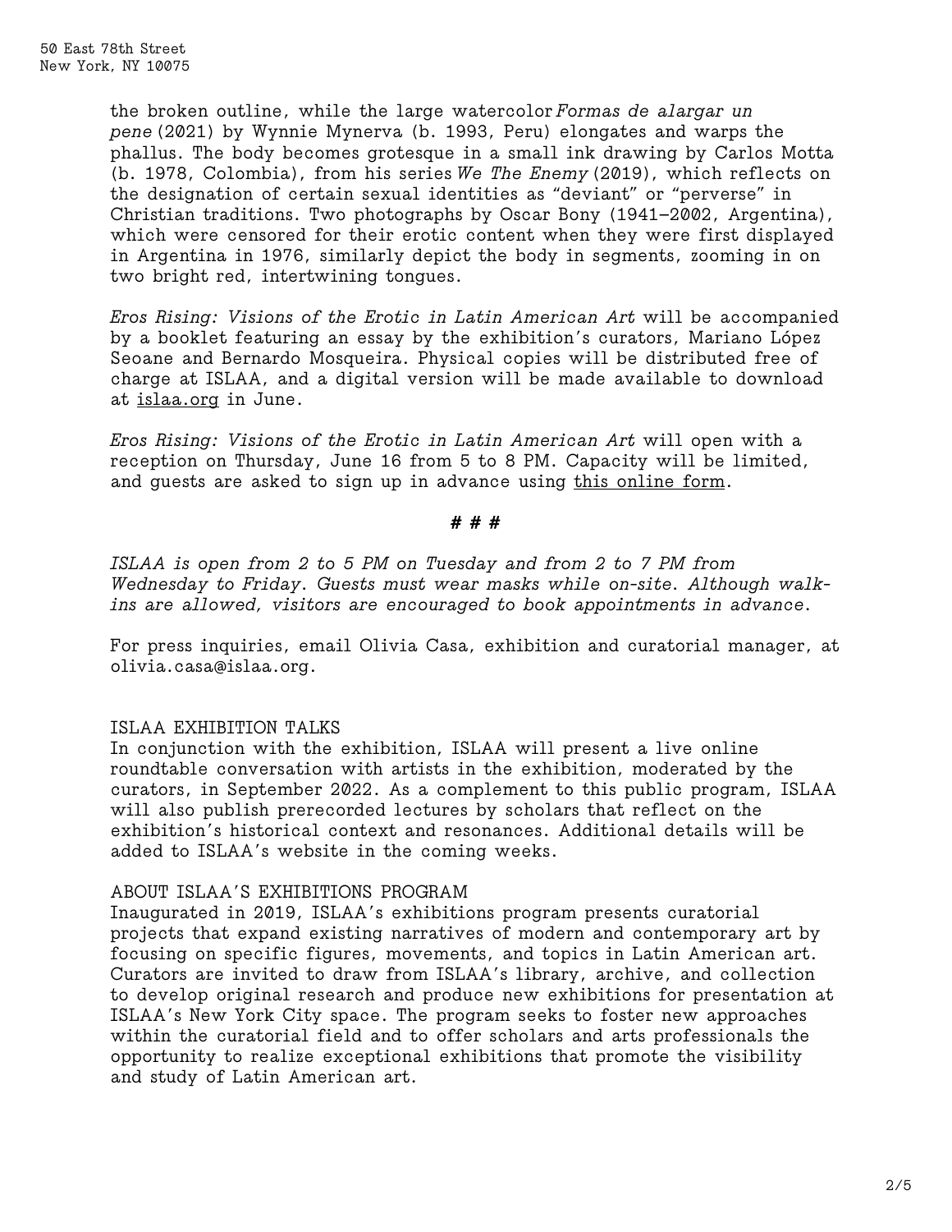the broken outline, while the large watercolor *Formas de alargar un pene* (2021) by Wynnie Mynerva (b. 1993, Peru) elongates and warps the phallus. The body becomes grotesque in a small ink drawing by Carlos Motta (b. 1978, Colombia), from his series *We The Enemy* (2019), which reflects on the designation of certain sexual identities as "deviant" or "perverse" in Christian traditions. Two photographs by Oscar Bony (1941–2002, Argentina), which were censored for their erotic content when they were first displayed in Argentina in 1976, similarly depict the body in segments, zooming in on two bright red, intertwining tongues.

*Eros Rising: Visions of the Erotic in Latin American Art* will be accompanied by a booklet featuring an essay by the exhibition's curators, Mariano López Seoane and Bernardo Mosqueira. Physical copies will be distributed free of charge at ISLAA, and a digital version will be made available to download at islaa.org in June.

*Eros Rising: Visions of the Erotic in Latin American Art* will open with a reception on Thursday, June 16 from 5 to 8 PM. Capacity will be limited, and guests are asked to sign up in advance using this online form.

**# # #**

*ISLAA is open from 2 to 5 PM on Tuesday and from 2 to 7 PM from Wednesday to Friday. Guests must wear masks while on-site. Although walk-ins are allowed, visitors are encouraged to book appointments in advance.*

For press inquiries, email Olivia Casa, exhibition and curatorial manager, at olivia.casa@islaa.org.

## ISLAA EXHIBITION TALKS

In conjunction with the exhibition, ISLAA will present a live online roundtable conversation with artists in the exhibition, moderated by the curators, in September 2022. As a complement to this public program, ISLAA will also publish prerecorded lectures by scholars that reflect on the exhibition's historical context and resonances. Additional details will be added to ISLAA's website in the coming weeks.

## ABOUT ISLAA'S EXHIBITIONS PROGRAM

Inaugurated in 2019, ISLAA's exhibitions program presents curatorial projects that expand existing narratives of modern and contemporary art by focusing on specific figures, movements, and topics in Latin American art. Curators are invited to draw from ISLAA's library, archive, and collection to develop original research and produce new exhibitions for presentation at ISLAA's New York City space. The program seeks to foster new approaches within the curatorial field and to offer scholars and arts professionals the opportunity to realize exceptional exhibitions that promote the visibility and study of Latin American art.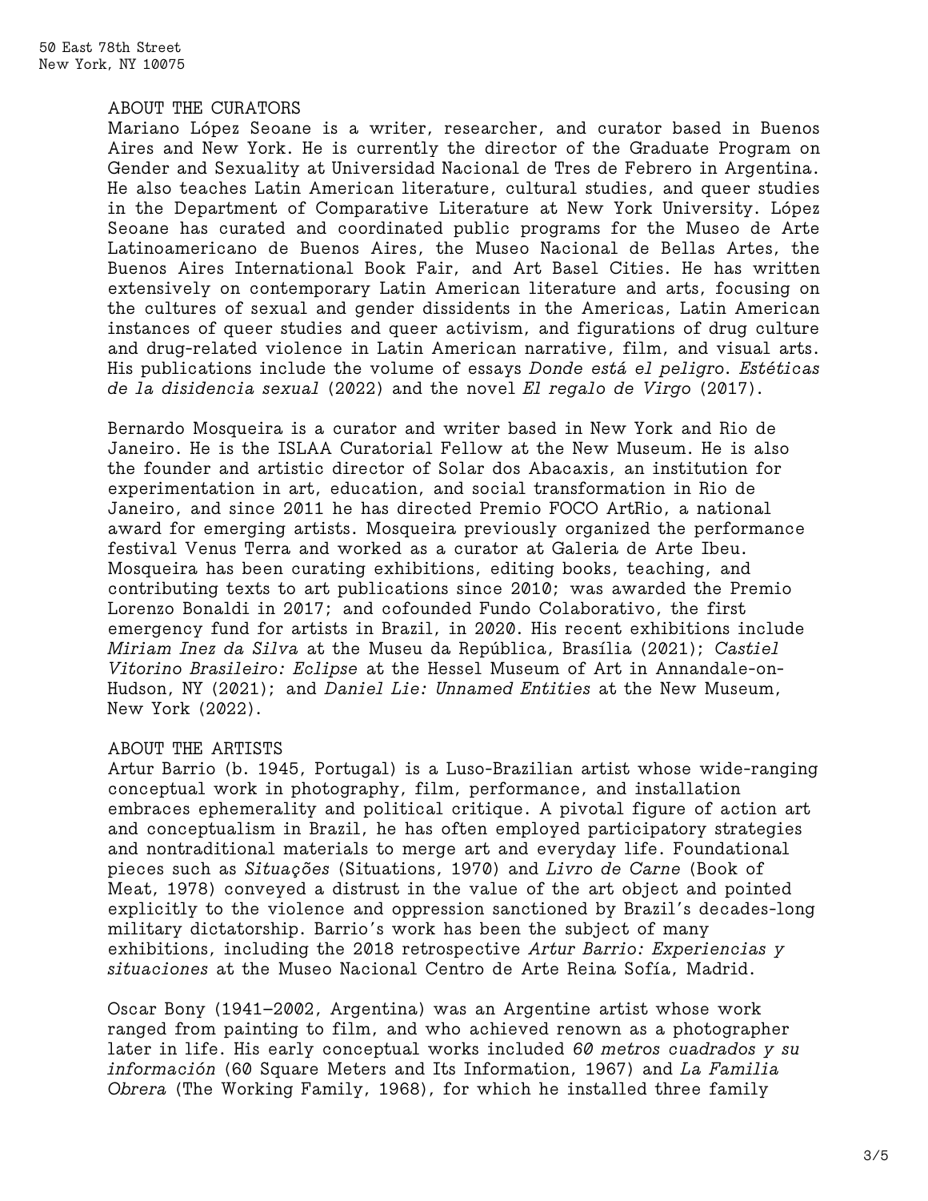## ABOUT THE CURATORS

Mariano López Seoane is a writer, researcher, and curator based in Buenos Aires and New York. He is currently the director of the Graduate Program on Gender and Sexuality at Universidad Nacional de Tres de Febrero in Argentina. He also teaches Latin American literature, cultural studies, and queer studies in the Department of Comparative Literature at New York University. López Seoane has curated and coordinated public programs for the Museo de Arte Latinoamericano de Buenos Aires, the Museo Nacional de Bellas Artes, the Buenos Aires International Book Fair, and Art Basel Cities. He has written extensively on contemporary Latin American literature and arts, focusing on the cultures of sexual and gender dissidents in the Americas, Latin American instances of queer studies and queer activism, and figurations of drug culture and drug-related violence in Latin American narrative, film, and visual arts. His publications include the volume of essays *Donde está el peligro. Estéticas de la disidencia sexual* (2022) and the novel *El regalo de Virgo* (2017).

Bernardo Mosqueira is a curator and writer based in New York and Rio de Janeiro. He is the ISLAA Curatorial Fellow at the New Museum. He is also the founder and artistic director of Solar dos Abacaxis, an institution for experimentation in art, education, and social transformation in Rio de Janeiro, and since 2011 he has directed Premio FOCO ArtRio, a national award for emerging artists. Mosqueira previously organized the performance festival Venus Terra and worked as a curator at Galeria de Arte Ibeu. Mosqueira has been curating exhibitions, editing books, teaching, and contributing texts to art publications since 2010; was awarded the Premio Lorenzo Bonaldi in 2017; and cofounded Fundo Colaborativo, the first emergency fund for artists in Brazil, in 2020. His recent exhibitions include *Miriam Inez da Silva* at the Museu da República, Brasília (2021); *Castiel Vitorino Brasileiro: Eclipse* at the Hessel Museum of Art in Annandale-on-Hudson, NY (2021); and *Daniel Lie: Unnamed Entities* at the New Museum, New York (2022).

## ABOUT THE ARTISTS

Artur Barrio (b. 1945, Portugal) is a Luso-Brazilian artist whose wide-ranging conceptual work in photography, film, performance, and installation embraces ephemerality and political critique. A pivotal figure of action art and conceptualism in Brazil, he has often employed participatory strategies and nontraditional materials to merge art and everyday life. Foundational pieces such as *Situações* (Situations, 1970) and *Livro de Carne* (Book of Meat, 1978) conveyed a distrust in the value of the art object and pointed explicitly to the violence and oppression sanctioned by Brazil's decades-long military dictatorship. Barrio's work has been the subject of many exhibitions, including the 2018 retrospective *Artur Barrio: Experiencias y situaciones* at the Museo Nacional Centro de Arte Reina Sofía, Madrid.

Oscar Bony (1941–2002, Argentina) was an Argentine artist whose work ranged from painting to film, and who achieved renown as a photographer later in life. His early conceptual works included *60 metros cuadrados y su información* (60 Square Meters and Its Information, 1967) and *La Familia Obrera* (The Working Family, 1968), for which he installed three family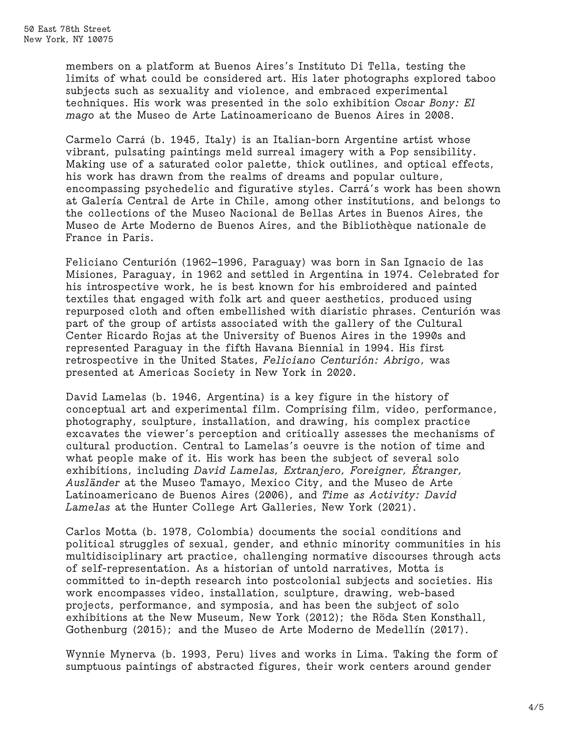members on a platform at Buenos Aires's Instituto Di Tella, testing the limits of what could be considered art. His later photographs explored taboo subjects such as sexuality and violence, and embraced experimental techniques. His work was presented in the solo exhibition *Oscar Bony: El mago* at the Museo de Arte Latinoamericano de Buenos Aires in 2008.

Carmelo Carrá (b. 1945, Italy) is an Italian-born Argentine artist whose vibrant, pulsating paintings meld surreal imagery with a Pop sensibility. Making use of a saturated color palette, thick outlines, and optical effects, his work has drawn from the realms of dreams and popular culture, encompassing psychedelic and figurative styles. Carrá's work has been shown at Galería Central de Arte in Chile, among other institutions, and belongs to the collections of the Museo Nacional de Bellas Artes in Buenos Aires, the Museo de Arte Moderno de Buenos Aires, and the Bibliothèque nationale de France in Paris.

Feliciano Centurión (1962–1996, Paraguay) was born in San Ignacio de las Misiones, Paraguay, in 1962 and settled in Argentina in 1974. Celebrated for his introspective work, he is best known for his embroidered and painted textiles that engaged with folk art and queer aesthetics, produced using repurposed cloth and often embellished with diaristic phrases. Centurión was part of the group of artists associated with the gallery of the Cultural Center Ricardo Rojas at the University of Buenos Aires in the 1990s and represented Paraguay in the fifth Havana Biennial in 1994. His first retrospective in the United States, *Feliciano Centurión: Abrigo*, was presented at Americas Society in New York in 2020.

David Lamelas (b. 1946, Argentina) is a key figure in the history of conceptual art and experimental film. Comprising film, video, performance, photography, sculpture, installation, and drawing, his complex practice excavates the viewer's perception and critically assesses the mechanisms of cultural production. Central to Lamelas's oeuvre is the notion of time and what people make of it. His work has been the subject of several solo exhibitions, including *David Lamelas, Extranjero, Foreigner, Étranger, Ausländer* at the Museo Tamayo, Mexico City, and the Museo de Arte Latinoamericano de Buenos Aires (2006), and *Time as Activity: David Lamelas* at the Hunter College Art Galleries, New York (2021).

Carlos Motta (b. 1978, Colombia) documents the social conditions and political struggles of sexual, gender, and ethnic minority communities in his multidisciplinary art practice, challenging normative discourses through acts of self-representation. As a historian of untold narratives, Motta is committed to in-depth research into postcolonial subjects and societies. His work encompasses video, installation, sculpture, drawing, web-based projects, performance, and symposia, and has been the subject of solo exhibitions at the New Museum, New York (2012); the Röda Sten Konsthall, Gothenburg (2015); and the Museo de Arte Moderno de Medellín (2017).

Wynnie Mynerva (b. 1993, Peru) lives and works in Lima. Taking the form of sumptuous paintings of abstracted figures, their work centers around gender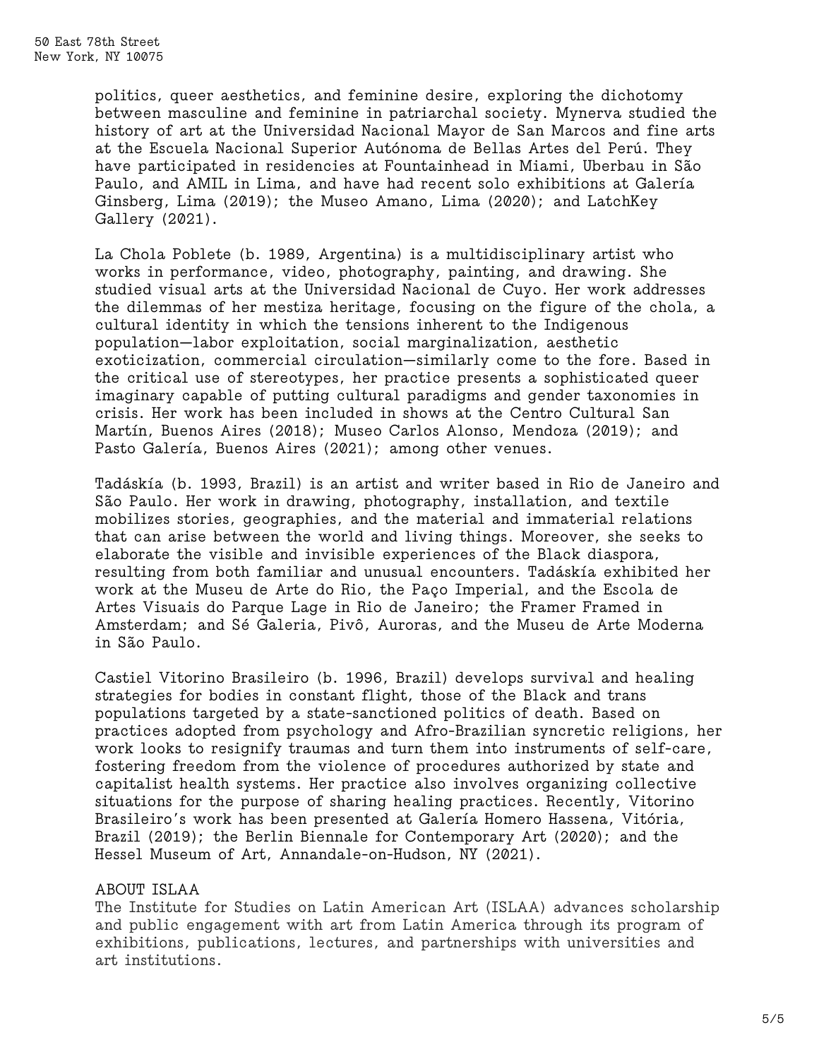politics, queer aesthetics, and feminine desire, exploring the dichotomy between masculine and feminine in patriarchal society. Mynerva studied the history of art at the Universidad Nacional Mayor de San Marcos and fine arts at the Escuela Nacional Superior Autónoma de Bellas Artes del Perú. They have participated in residencies at Fountainhead in Miami, Uberbau in São Paulo, and AMIL in Lima, and have had recent solo exhibitions at Galería Ginsberg, Lima (2019); the Museo Amano, Lima (2020); and LatchKey Gallery (2021).

La Chola Poblete (b. 1989, Argentina) is a multidisciplinary artist who works in performance, video, photography, painting, and drawing. She studied visual arts at the Universidad Nacional de Cuyo. Her work addresses the dilemmas of her mestiza heritage, focusing on the figure of the chola, a cultural identity in which the tensions inherent to the Indigenous population—labor exploitation, social marginalization, aesthetic exoticization, commercial circulation—similarly come to the fore. Based in the critical use of stereotypes, her practice presents a sophisticated queer imaginary capable of putting cultural paradigms and gender taxonomies in crisis. Her work has been included in shows at the Centro Cultural San Martín, Buenos Aires (2018); Museo Carlos Alonso, Mendoza (2019); and Pasto Galería, Buenos Aires (2021); among other venues.

Tadáskía (b. 1993, Brazil) is an artist and writer based in Rio de Janeiro and São Paulo. Her work in drawing, photography, installation, and textile mobilizes stories, geographies, and the material and immaterial relations that can arise between the world and living things. Moreover, she seeks to elaborate the visible and invisible experiences of the Black diaspora, resulting from both familiar and unusual encounters. Tadáskía exhibited her work at the Museu de Arte do Rio, the Paço Imperial, and the Escola de Artes Visuais do Parque Lage in Rio de Janeiro; the Framer Framed in Amsterdam; and Sé Galeria, Pivô, Auroras, and the Museu de Arte Moderna in São Paulo.

Castiel Vitorino Brasileiro (b. 1996, Brazil) develops survival and healing strategies for bodies in constant flight, those of the Black and trans populations targeted by a state-sanctioned politics of death. Based on practices adopted from psychology and Afro-Brazilian syncretic religions, her work looks to resignify traumas and turn them into instruments of self-care, fostering freedom from the violence of procedures authorized by state and capitalist health systems. Her practice also involves organizing collective situations for the purpose of sharing healing practices. Recently, Vitorino Brasileiro's work has been presented at Galería Homero Hassena, Vitória, Brazil (2019); the Berlin Biennale for Contemporary Art (2020); and the Hessel Museum of Art, Annandale-on-Hudson, NY (2021).

## ABOUT ISLAA

The Institute for Studies on Latin American Art (ISLAA) advances scholarship and public engagement with art from Latin America through its program of exhibitions, publications, lectures, and partnerships with universities and art institutions.